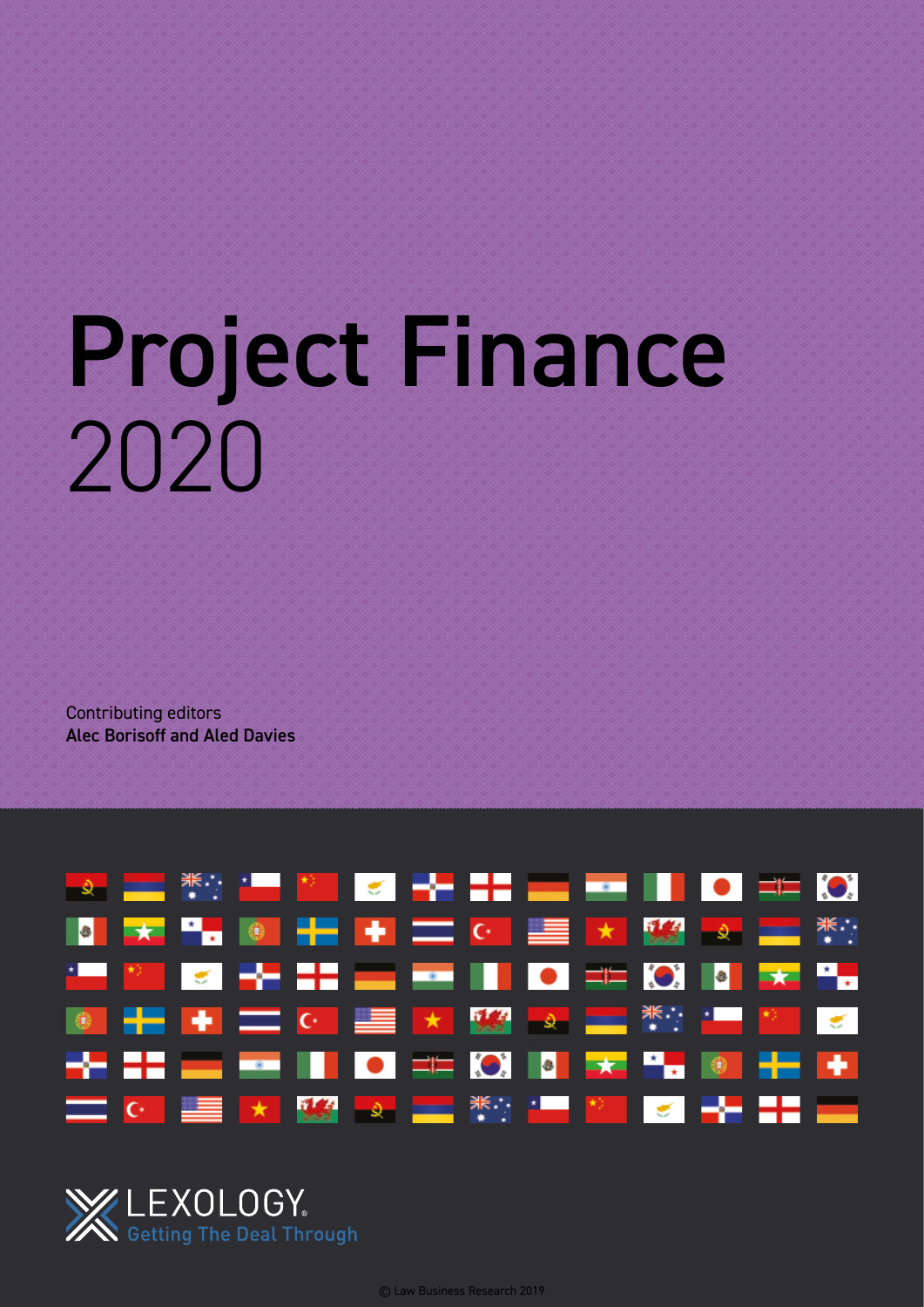# Project Finance 2020

Contributing editors
**Alec Borisoff and Aled Davies**

LEXOLOGY.
Getting The Deal Through

© Law Business Research 2019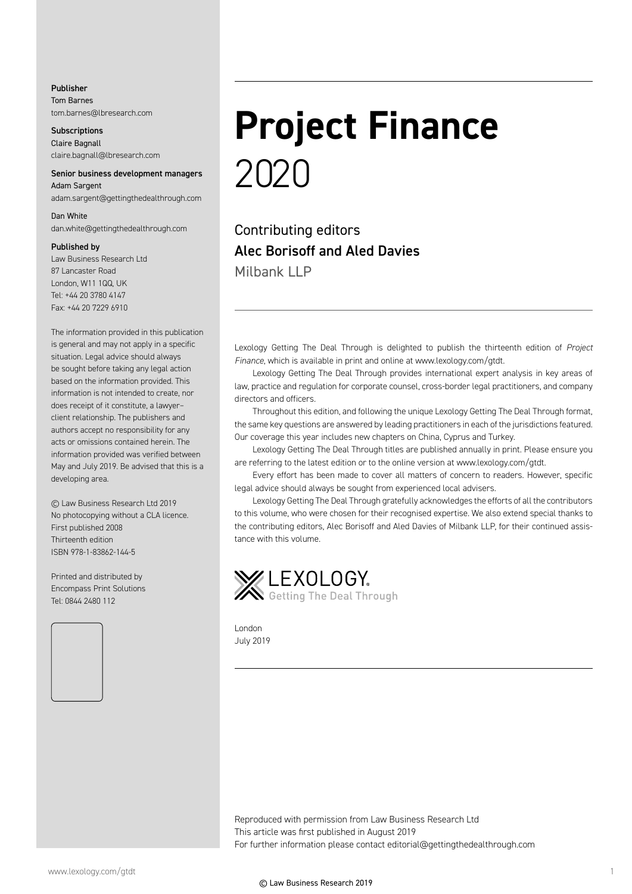# Project Finance 2020

Contributing editors

**Alec Borisoff and Aled Davies**

Milbank LLP

Lexology Getting The Deal Through is delighted to publish the thirteenth edition of *Project Finance*, which is available in print and online at www.lexology.com/gtdt.

Lexology Getting The Deal Through provides international expert analysis in key areas of law, practice and regulation for corporate counsel, cross-border legal practitioners, and company directors and officers.

Throughout this edition, and following the unique Lexology Getting The Deal Through format, the same key questions are answered by leading practitioners in each of the jurisdictions featured. Our coverage this year includes new chapters on China, Cyprus and Turkey.

Lexology Getting The Deal Through titles are published annually in print. Please ensure you are referring to the latest edition or to the online version at www.lexology.com/gtdt.

Every effort has been made to cover all matters of concern to readers. However, specific legal advice should always be sought from experienced local advisers.

Lexology Getting The Deal Through gratefully acknowledges the efforts of all the contributors to this volume, who were chosen for their recognised expertise. We also extend special thanks to the contributing editors, Alec Borisoff and Aled Davies of Milbank LLP, for their continued assistance with this volume.

LEXOLOGY Getting The Deal Through

London
July 2019

Reproduced with permission from Law Business Research Ltd
This article was first published in August 2019
For further information please contact editorial@gettingthedealthrough.com

**Publisher**
Tom Barnes
tom.barnes@lbresearch.com

**Subscriptions**
Claire Bagnall
claire.bagnall@lbresearch.com

**Senior business development managers**
Adam Sargent
adam.sargent@gettingthedealthrough.com

Dan White
dan.white@gettingthedealthrough.com

**Published by**
Law Business Research Ltd
87 Lancaster Road
London, W11 1QQ, UK
Tel: +44 20 3780 4147
Fax: +44 20 7229 6910

The information provided in this publication is general and may not apply in a specific situation. Legal advice should always be sought before taking any legal action based on the information provided. This information is not intended to create, nor does receipt of it constitute, a lawyer–client relationship. The publishers and authors accept no responsibility for any acts or omissions contained herein. The information provided was verified between May and July 2019. Be advised that this is a developing area.

© Law Business Research Ltd 2019
No photocopying without a CLA licence.
First published 2008
Thirteenth edition
ISBN 978-1-83862-144-5

Printed and distributed by
Encompass Print Solutions
Tel: 0844 2480 112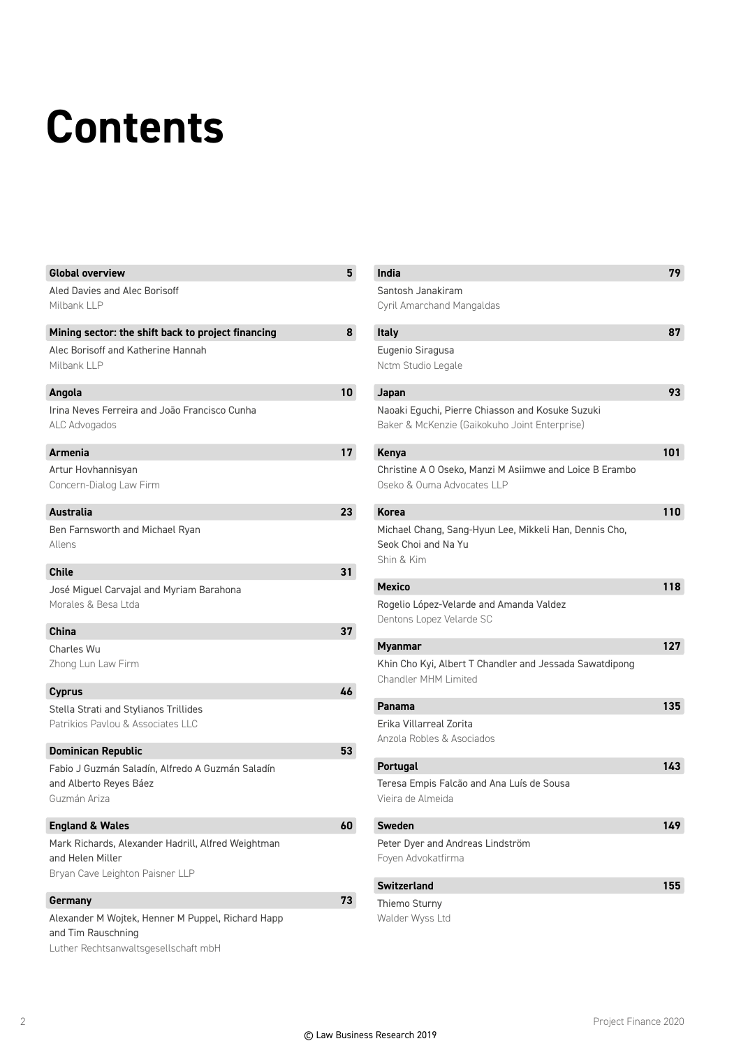# Contents

**Global overview** 5
Aled Davies and Alec Borisoff
Milbank LLP

**Mining sector: the shift back to project financing** 8
Alec Borisoff and Katherine Hannah
Milbank LLP

**Angola** 10
Irina Neves Ferreira and João Francisco Cunha
ALC Advogados

**Armenia** 17
Artur Hovhannisyan
Concern-Dialog Law Firm

**Australia** 23
Ben Farnsworth and Michael Ryan
Allens

**Chile** 31
José Miguel Carvajal and Myriam Barahona
Morales & Besa Ltda

**China** 37
Charles Wu
Zhong Lun Law Firm

**Cyprus** 46
Stella Strati and Stylianos Trillides
Patrikios Pavlou & Associates LLC

**Dominican Republic** 53
Fabio J Guzmán Saladín, Alfredo A Guzmán Saladín and Alberto Reyes Báez
Guzmán Ariza

**England & Wales** 60
Mark Richards, Alexander Hadrill, Alfred Weightman and Helen Miller
Bryan Cave Leighton Paisner LLP

**Germany** 73
Alexander M Wojtek, Henner M Puppel, Richard Happ and Tim Rauschning
Luther Rechtsanwaltsgesellschaft mbH

**India** 79
Santosh Janakiram
Cyril Amarchand Mangaldas

**Italy** 87
Eugenio Siragusa
Nctm Studio Legale

**Japan** 93
Naoaki Eguchi, Pierre Chiasson and Kosuke Suzuki
Baker & McKenzie (Gaikokuho Joint Enterprise)

**Kenya** 101
Christine A O Oseko, Manzi M Asiimwe and Loice B Erambo
Oseko & Ouma Advocates LLP

**Korea** 110
Michael Chang, Sang-Hyun Lee, Mikkeli Han, Dennis Cho, Seok Choi and Na Yu
Shin & Kim

**Mexico** 118
Rogelio López-Velarde and Amanda Valdez
Dentons Lopez Velarde SC

**Myanmar** 127
Khin Cho Kyi, Albert T Chandler and Jessada Sawatdipong
Chandler MHM Limited

**Panama** 135
Erika Villarreal Zorita
Anzola Robles & Asociados

**Portugal** 143
Teresa Empis Falcão and Ana Luís de Sousa
Vieira de Almeida

**Sweden** 149
Peter Dyer and Andreas Lindström
Foyen Advokatfirma

**Switzerland** 155
Thiemo Sturny
Walder Wyss Ltd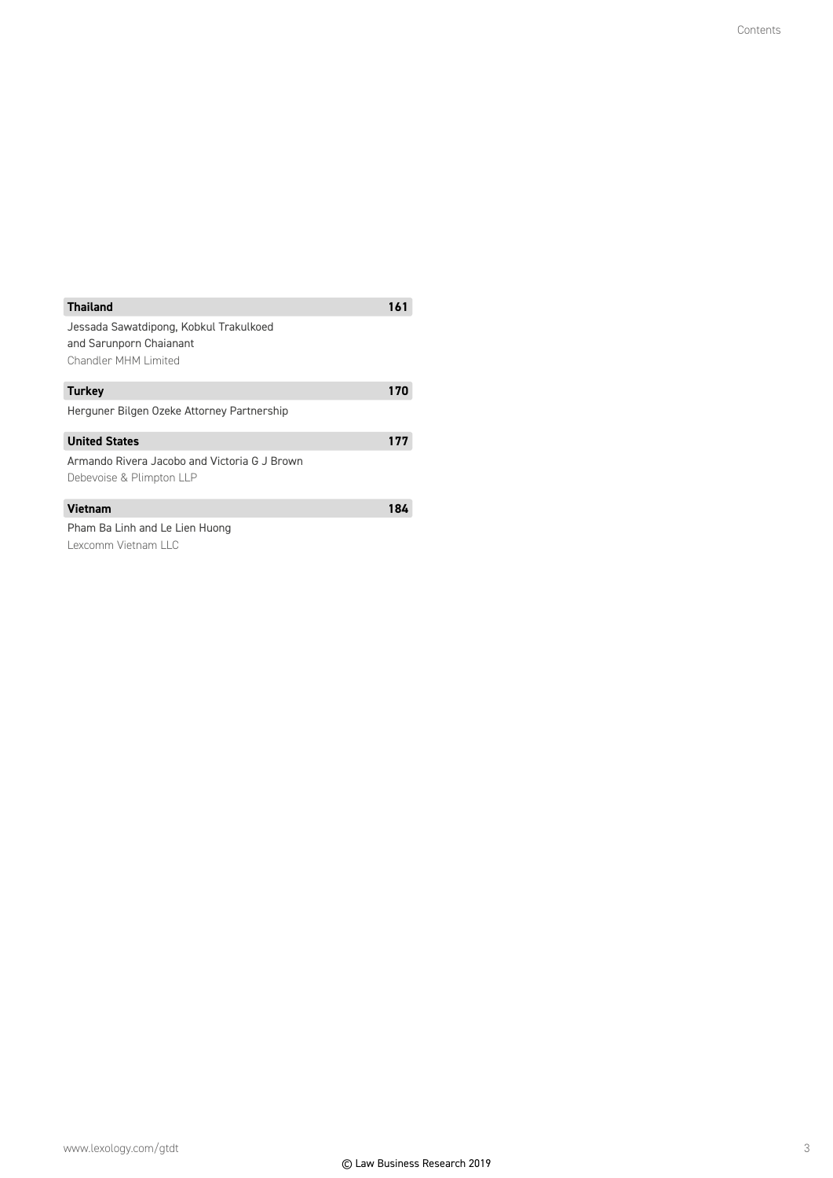**Thailand** 161

Jessada Sawatdipong, Kobkul Trakulkoed and Sarunporn Chaianant
Chandler MHM Limited

**Turkey** 170

Herguner Bilgen Ozeke Attorney Partnership

**United States** 177

Armando Rivera Jacobo and Victoria G J Brown
Debevoise & Plimpton LLP

**Vietnam** 184

Pham Ba Linh and Le Lien Huong
Lexcomm Vietnam LLC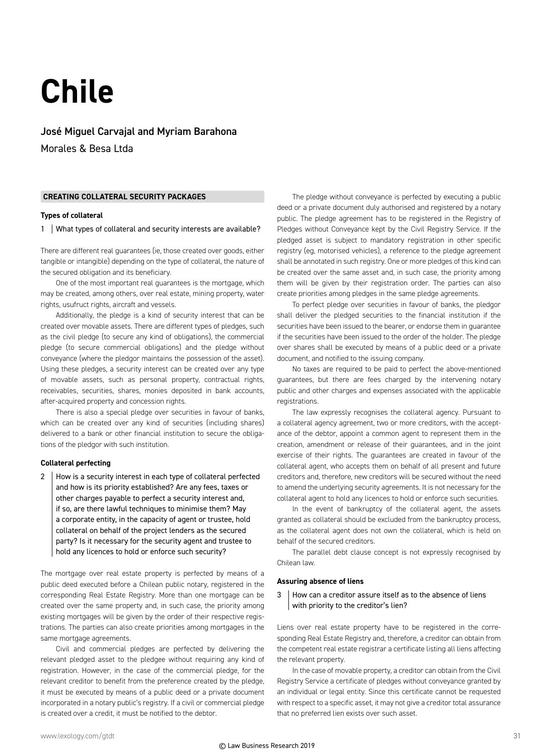# Chile

## José Miguel Carvajal and Myriam Barahona

Morales & Besa Ltda

### CREATING COLLATERAL SECURITY PACKAGES

#### Types of collateral

**1 | What types of collateral and security interests are available?**

There are different real guarantees (ie, those created over goods, either tangible or intangible) depending on the type of collateral, the nature of the secured obligation and its beneficiary.

One of the most important real guarantees is the mortgage, which may be created, among others, over real estate, mining property, water rights, usufruct rights, aircraft and vessels.

Additionally, the pledge is a kind of security interest that can be created over movable assets. There are different types of pledges, such as the civil pledge (to secure any kind of obligations), the commercial pledge (to secure commercial obligations) and the pledge without conveyance (where the pledgor maintains the possession of the asset). Using these pledges, a security interest can be created over any type of movable assets, such as personal property, contractual rights, receivables, securities, shares, monies deposited in bank accounts, after-acquired property and concession rights.

There is also a special pledge over securities in favour of banks, which can be created over any kind of securities (including shares) delivered to a bank or other financial institution to secure the obligations of the pledgor with such institution.

#### Collateral perfecting

**2 | How is a security interest in each type of collateral perfected and how is its priority established? Are any fees, taxes or other charges payable to perfect a security interest and, if so, are there lawful techniques to minimise them? May a corporate entity, in the capacity of agent or trustee, hold collateral on behalf of the project lenders as the secured party? Is it necessary for the security agent and trustee to hold any licences to hold or enforce such security?**

The mortgage over real estate property is perfected by means of a public deed executed before a Chilean public notary, registered in the corresponding Real Estate Registry. More than one mortgage can be created over the same property and, in such case, the priority among existing mortgages will be given by the order of their respective registrations. The parties can also create priorities among mortgages in the same mortgage agreements.

Civil and commercial pledges are perfected by delivering the relevant pledged asset to the pledgee without requiring any kind of registration. However, in the case of the commercial pledge, for the relevant creditor to benefit from the preference created by the pledge, it must be executed by means of a public deed or a private document incorporated in a notary public's registry. If a civil or commercial pledge is created over a credit, it must be notified to the debtor.

The pledge without conveyance is perfected by executing a public deed or a private document duly authorised and registered by a notary public. The pledge agreement has to be registered in the Registry of Pledges without Conveyance kept by the Civil Registry Service. If the pledged asset is subject to mandatory registration in other specific registry (eg, motorised vehicles), a reference to the pledge agreement shall be annotated in such registry. One or more pledges of this kind can be created over the same asset and, in such case, the priority among them will be given by their registration order. The parties can also create priorities among pledges in the same pledge agreements.

To perfect pledge over securities in favour of banks, the pledgor shall deliver the pledged securities to the financial institution if the securities have been issued to the bearer, or endorse them in guarantee if the securities have been issued to the order of the holder. The pledge over shares shall be executed by means of a public deed or a private document, and notified to the issuing company.

No taxes are required to be paid to perfect the above-mentioned guarantees, but there are fees charged by the intervening notary public and other charges and expenses associated with the applicable registrations.

The law expressly recognises the collateral agency. Pursuant to a collateral agency agreement, two or more creditors, with the acceptance of the debtor, appoint a common agent to represent them in the creation, amendment or release of their guarantees, and in the joint exercise of their rights. The guarantees are created in favour of the collateral agent, who accepts them on behalf of all present and future creditors and, therefore, new creditors will be secured without the need to amend the underlying security agreements. It is not necessary for the collateral agent to hold any licences to hold or enforce such securities.

In the event of bankruptcy of the collateral agent, the assets granted as collateral should be excluded from the bankruptcy process, as the collateral agent does not own the collateral, which is held on behalf of the secured creditors.

The parallel debt clause concept is not expressly recognised by Chilean law.

#### Assuring absence of liens

**3 | How can a creditor assure itself as to the absence of liens with priority to the creditor's lien?**

Liens over real estate property have to be registered in the corresponding Real Estate Registry and, therefore, a creditor can obtain from the competent real estate registrar a certificate listing all liens affecting the relevant property.

In the case of movable property, a creditor can obtain from the Civil Registry Service a certificate of pledges without conveyance granted by an individual or legal entity. Since this certificate cannot be requested with respect to a specific asset, it may not give a creditor total assurance that no preferred lien exists over such asset.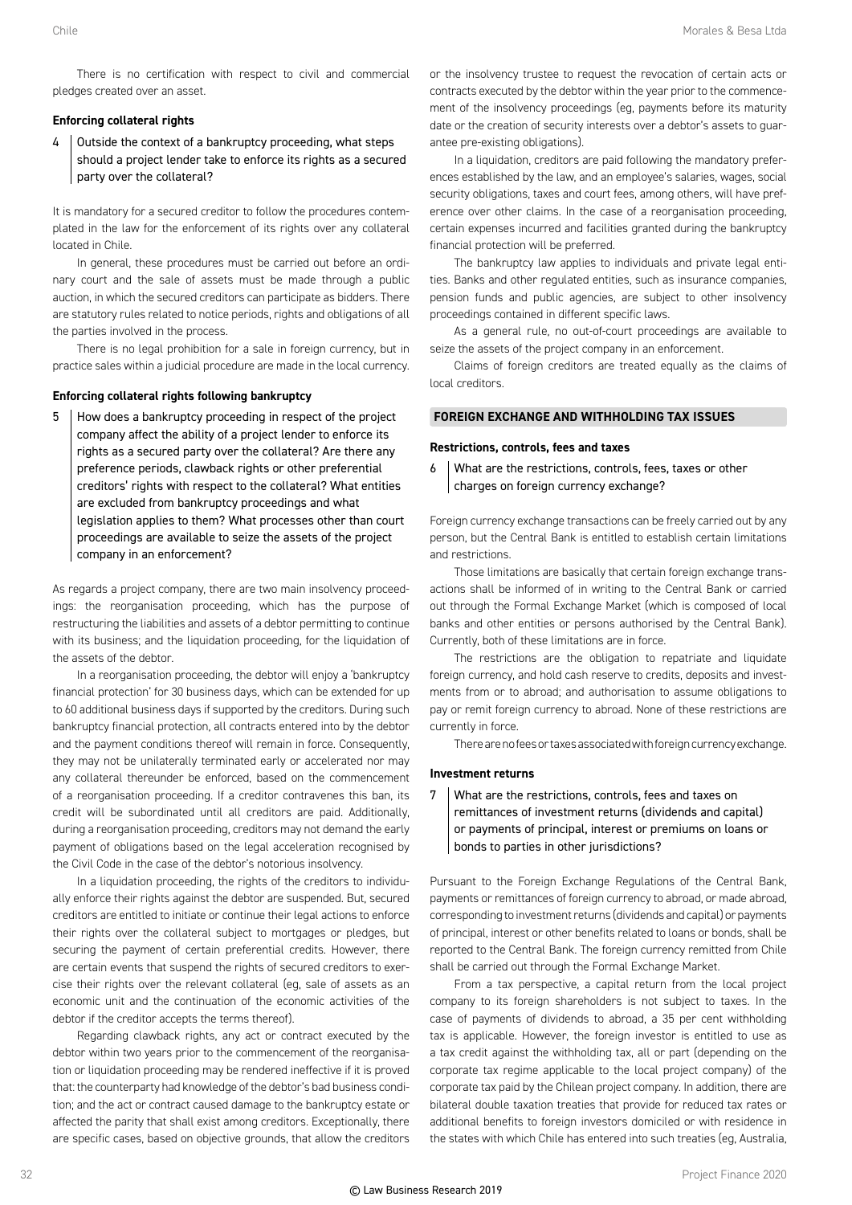There is no certification with respect to civil and commercial pledges created over an asset.

### Enforcing collateral rights

**4 Outside the context of a bankruptcy proceeding, what steps should a project lender take to enforce its rights as a secured party over the collateral?**

It is mandatory for a secured creditor to follow the procedures contemplated in the law for the enforcement of its rights over any collateral located in Chile.

In general, these procedures must be carried out before an ordinary court and the sale of assets must be made through a public auction, in which the secured creditors can participate as bidders. There are statutory rules related to notice periods, rights and obligations of all the parties involved in the process.

There is no legal prohibition for a sale in foreign currency, but in practice sales within a judicial procedure are made in the local currency.

### Enforcing collateral rights following bankruptcy

**5 How does a bankruptcy proceeding in respect of the project company affect the ability of a project lender to enforce its rights as a secured party over the collateral? Are there any preference periods, clawback rights or other preferential creditors' rights with respect to the collateral? What entities are excluded from bankruptcy proceedings and what legislation applies to them? What processes other than court proceedings are available to seize the assets of the project company in an enforcement?**

As regards a project company, there are two main insolvency proceedings: the reorganisation proceeding, which has the purpose of restructuring the liabilities and assets of a debtor permitting to continue with its business; and the liquidation proceeding, for the liquidation of the assets of the debtor.

In a reorganisation proceeding, the debtor will enjoy a 'bankruptcy financial protection' for 30 business days, which can be extended for up to 60 additional business days if supported by the creditors. During such bankruptcy financial protection, all contracts entered into by the debtor and the payment conditions thereof will remain in force. Consequently, they may not be unilaterally terminated early or accelerated nor may any collateral thereunder be enforced, based on the commencement of a reorganisation proceeding. If a creditor contravenes this ban, its credit will be subordinated until all creditors are paid. Additionally, during a reorganisation proceeding, creditors may not demand the early payment of obligations based on the legal acceleration recognised by the Civil Code in the case of the debtor's notorious insolvency.

In a liquidation proceeding, the rights of the creditors to individually enforce their rights against the debtor are suspended. But, secured creditors are entitled to initiate or continue their legal actions to enforce their rights over the collateral subject to mortgages or pledges, but securing the payment of certain preferential credits. However, there are certain events that suspend the rights of secured creditors to exercise their rights over the relevant collateral (eg, sale of assets as an economic unit and the continuation of the economic activities of the debtor if the creditor accepts the terms thereof).

Regarding clawback rights, any act or contract executed by the debtor within two years prior to the commencement of the reorganisation or liquidation proceeding may be rendered ineffective if it is proved that: the counterparty had knowledge of the debtor's bad business condition; and the act or contract caused damage to the bankruptcy estate or affected the parity that shall exist among creditors. Exceptionally, there are specific cases, based on objective grounds, that allow the creditors or the insolvency trustee to request the revocation of certain acts or contracts executed by the debtor within the year prior to the commencement of the insolvency proceedings (eg, payments before its maturity date or the creation of security interests over a debtor's assets to guarantee pre-existing obligations).

In a liquidation, creditors are paid following the mandatory preferences established by the law, and an employee's salaries, wages, social security obligations, taxes and court fees, among others, will have preference over other claims. In the case of a reorganisation proceeding, certain expenses incurred and facilities granted during the bankruptcy financial protection will be preferred.

The bankruptcy law applies to individuals and private legal entities. Banks and other regulated entities, such as insurance companies, pension funds and public agencies, are subject to other insolvency proceedings contained in different specific laws.

As a general rule, no out-of-court proceedings are available to seize the assets of the project company in an enforcement.

Claims of foreign creditors are treated equally as the claims of local creditors.

## FOREIGN EXCHANGE AND WITHHOLDING TAX ISSUES

### Restrictions, controls, fees and taxes

**6 What are the restrictions, controls, fees, taxes or other charges on foreign currency exchange?**

Foreign currency exchange transactions can be freely carried out by any person, but the Central Bank is entitled to establish certain limitations and restrictions.

Those limitations are basically that certain foreign exchange transactions shall be informed of in writing to the Central Bank or carried out through the Formal Exchange Market (which is composed of local banks and other entities or persons authorised by the Central Bank). Currently, both of these limitations are in force.

The restrictions are the obligation to repatriate and liquidate foreign currency, and hold cash reserve to credits, deposits and investments from or to abroad; and authorisation to assume obligations to pay or remit foreign currency to abroad. None of these restrictions are currently in force.

There are no fees or taxes associated with foreign currency exchange.

### Investment returns

**7 What are the restrictions, controls, fees and taxes on remittances of investment returns (dividends and capital) or payments of principal, interest or premiums on loans or bonds to parties in other jurisdictions?**

Pursuant to the Foreign Exchange Regulations of the Central Bank, payments or remittances of foreign currency to abroad, or made abroad, corresponding to investment returns (dividends and capital) or payments of principal, interest or other benefits related to loans or bonds, shall be reported to the Central Bank. The foreign currency remitted from Chile shall be carried out through the Formal Exchange Market.

From a tax perspective, a capital return from the local project company to its foreign shareholders is not subject to taxes. In the case of payments of dividends to abroad, a 35 per cent withholding tax is applicable. However, the foreign investor is entitled to use as a tax credit against the withholding tax, all or part (depending on the corporate tax regime applicable to the local project company) of the corporate tax paid by the Chilean project company. In addition, there are bilateral double taxation treaties that provide for reduced tax rates or additional benefits to foreign investors domiciled or with residence in the states with which Chile has entered into such treaties (eg, Australia,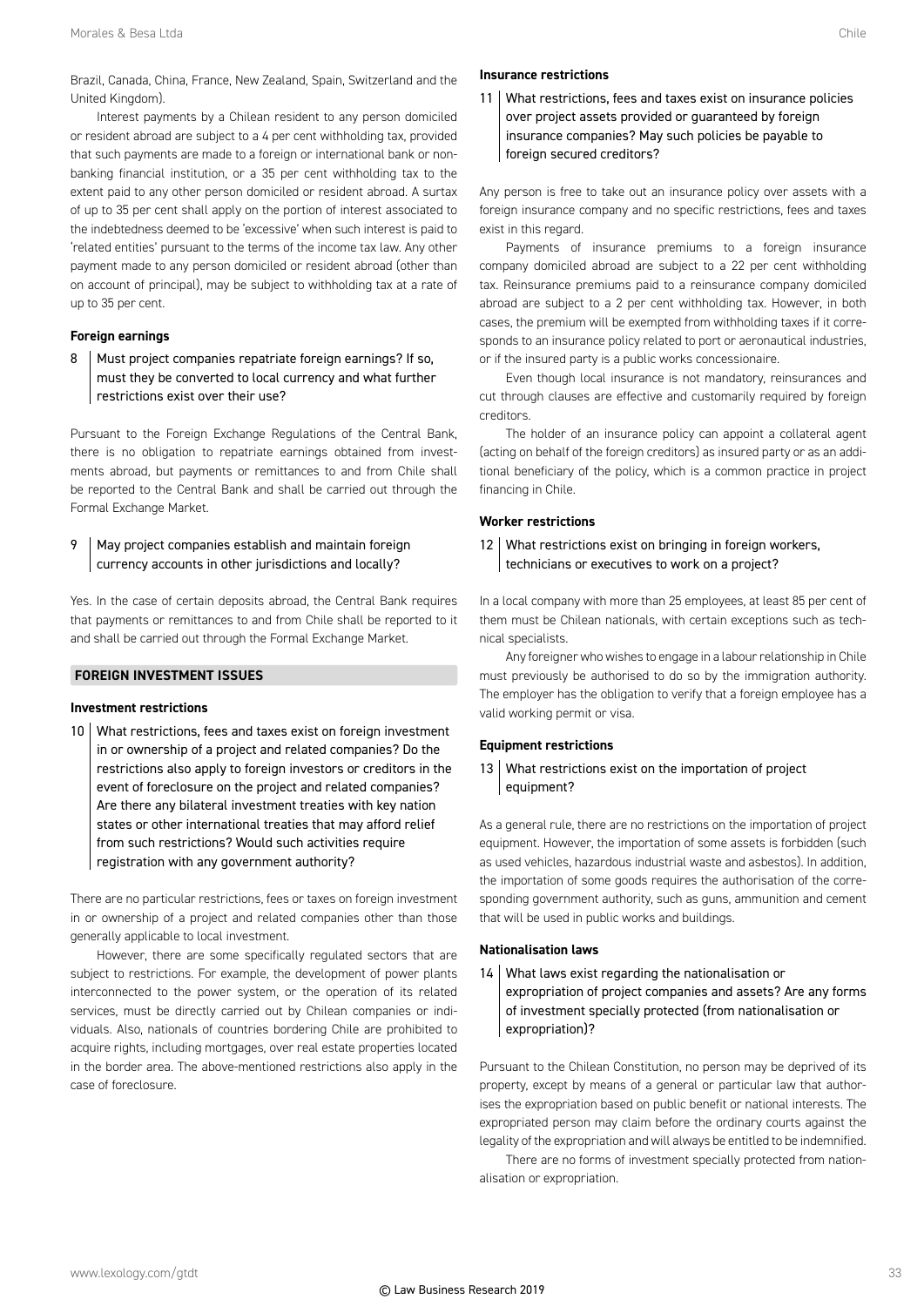Brazil, Canada, China, France, New Zealand, Spain, Switzerland and the United Kingdom).

Interest payments by a Chilean resident to any person domiciled or resident abroad are subject to a 4 per cent withholding tax, provided that such payments are made to a foreign or international bank or non-banking financial institution, or a 35 per cent withholding tax to the extent paid to any other person domiciled or resident abroad. A surtax of up to 35 per cent shall apply on the portion of interest associated to the indebtedness deemed to be 'excessive' when such interest is paid to 'related entities' pursuant to the terms of the income tax law. Any other payment made to any person domiciled or resident abroad (other than on account of principal), may be subject to withholding tax at a rate of up to 35 per cent.

### Foreign earnings

**8 Must project companies repatriate foreign earnings? If so, must they be converted to local currency and what further restrictions exist over their use?**

Pursuant to the Foreign Exchange Regulations of the Central Bank, there is no obligation to repatriate earnings obtained from investments abroad, but payments or remittances to and from Chile shall be reported to the Central Bank and shall be carried out through the Formal Exchange Market.

**9 May project companies establish and maintain foreign currency accounts in other jurisdictions and locally?**

Yes. In the case of certain deposits abroad, the Central Bank requires that payments or remittances to and from Chile shall be reported to it and shall be carried out through the Formal Exchange Market.

## FOREIGN INVESTMENT ISSUES

### Investment restrictions

**10 What restrictions, fees and taxes exist on foreign investment in or ownership of a project and related companies? Do the restrictions also apply to foreign investors or creditors in the event of foreclosure on the project and related companies? Are there any bilateral investment treaties with key nation states or other international treaties that may afford relief from such restrictions? Would such activities require registration with any government authority?**

There are no particular restrictions, fees or taxes on foreign investment in or ownership of a project and related companies other than those generally applicable to local investment.

However, there are some specifically regulated sectors that are subject to restrictions. For example, the development of power plants interconnected to the power system, or the operation of its related services, must be directly carried out by Chilean companies or individuals. Also, nationals of countries bordering Chile are prohibited to acquire rights, including mortgages, over real estate properties located in the border area. The above-mentioned restrictions also apply in the case of foreclosure.

### Insurance restrictions

**11 What restrictions, fees and taxes exist on insurance policies over project assets provided or guaranteed by foreign insurance companies? May such policies be payable to foreign secured creditors?**

Any person is free to take out an insurance policy over assets with a foreign insurance company and no specific restrictions, fees and taxes exist in this regard.

Payments of insurance premiums to a foreign insurance company domiciled abroad are subject to a 22 per cent withholding tax. Reinsurance premiums paid to a reinsurance company domiciled abroad are subject to a 2 per cent withholding tax. However, in both cases, the premium will be exempted from withholding taxes if it corresponds to an insurance policy related to port or aeronautical industries, or if the insured party is a public works concessionaire.

Even though local insurance is not mandatory, reinsurances and cut through clauses are effective and customarily required by foreign creditors.

The holder of an insurance policy can appoint a collateral agent (acting on behalf of the foreign creditors) as insured party or as an additional beneficiary of the policy, which is a common practice in project financing in Chile.

### Worker restrictions

**12 What restrictions exist on bringing in foreign workers, technicians or executives to work on a project?**

In a local company with more than 25 employees, at least 85 per cent of them must be Chilean nationals, with certain exceptions such as technical specialists.

Any foreigner who wishes to engage in a labour relationship in Chile must previously be authorised to do so by the immigration authority. The employer has the obligation to verify that a foreign employee has a valid working permit or visa.

### Equipment restrictions

**13 What restrictions exist on the importation of project equipment?**

As a general rule, there are no restrictions on the importation of project equipment. However, the importation of some assets is forbidden (such as used vehicles, hazardous industrial waste and asbestos). In addition, the importation of some goods requires the authorisation of the corresponding government authority, such as guns, ammunition and cement that will be used in public works and buildings.

### Nationalisation laws

**14 What laws exist regarding the nationalisation or expropriation of project companies and assets? Are any forms of investment specially protected (from nationalisation or expropriation)?**

Pursuant to the Chilean Constitution, no person may be deprived of its property, except by means of a general or particular law that authorises the expropriation based on public benefit or national interests. The expropriated person may claim before the ordinary courts against the legality of the expropriation and will always be entitled to be indemnified.

There are no forms of investment specially protected from nationalisation or expropriation.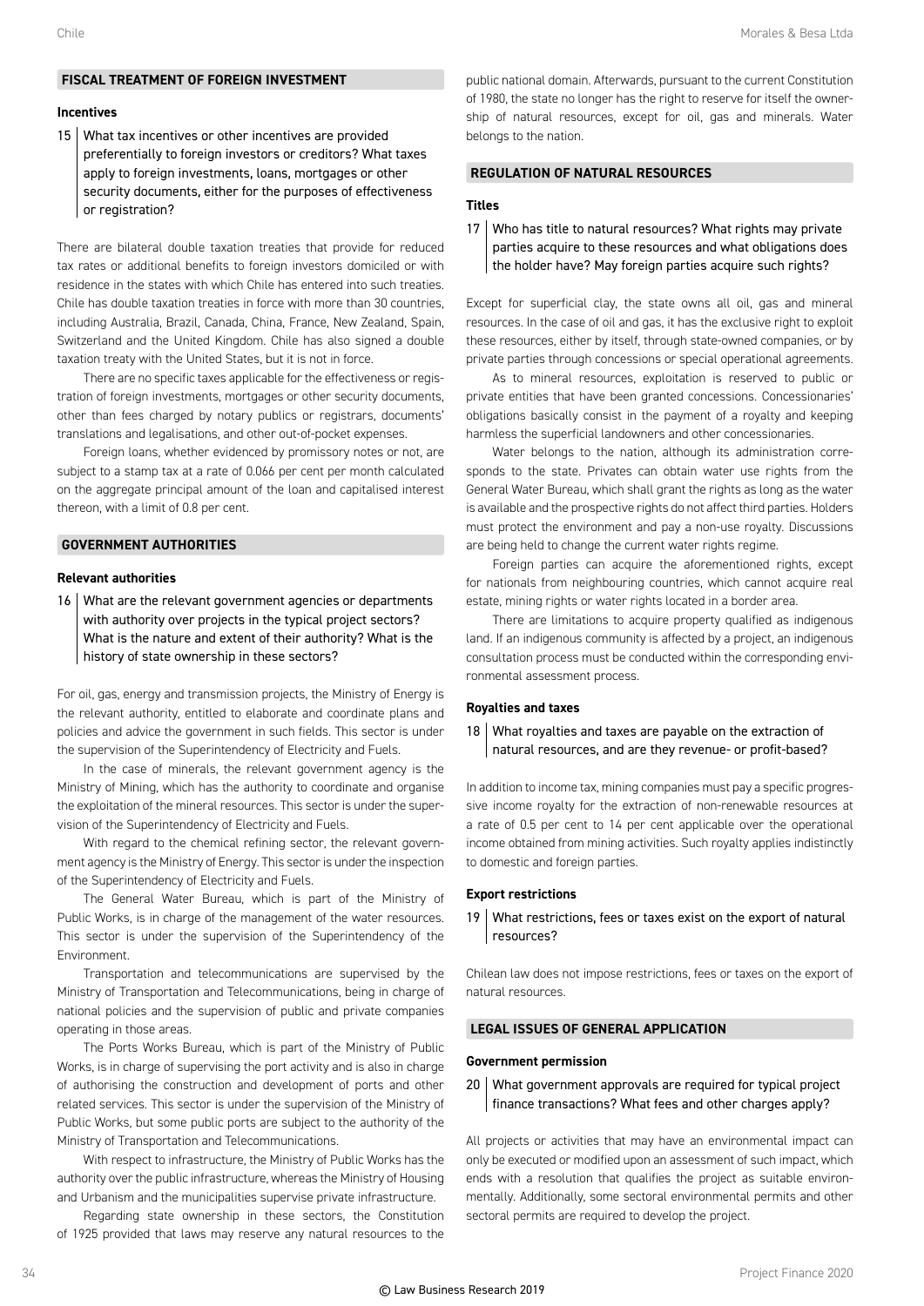## FISCAL TREATMENT OF FOREIGN INVESTMENT

### Incentives

**15 What tax incentives or other incentives are provided preferentially to foreign investors or creditors? What taxes apply to foreign investments, loans, mortgages or other security documents, either for the purposes of effectiveness or registration?**

There are bilateral double taxation treaties that provide for reduced tax rates or additional benefits to foreign investors domiciled or with residence in the states with which Chile has entered into such treaties. Chile has double taxation treaties in force with more than 30 countries, including Australia, Brazil, Canada, China, France, New Zealand, Spain, Switzerland and the United Kingdom. Chile has also signed a double taxation treaty with the United States, but it is not in force.

There are no specific taxes applicable for the effectiveness or registration of foreign investments, mortgages or other security documents, other than fees charged by notary publics or registrars, documents' translations and legalisations, and other out-of-pocket expenses.

Foreign loans, whether evidenced by promissory notes or not, are subject to a stamp tax at a rate of 0.066 per cent per month calculated on the aggregate principal amount of the loan and capitalised interest thereon, with a limit of 0.8 per cent.

## GOVERNMENT AUTHORITIES

### Relevant authorities

**16 What are the relevant government agencies or departments with authority over projects in the typical project sectors? What is the nature and extent of their authority? What is the history of state ownership in these sectors?**

For oil, gas, energy and transmission projects, the Ministry of Energy is the relevant authority, entitled to elaborate and coordinate plans and policies and advice the government in such fields. This sector is under the supervision of the Superintendency of Electricity and Fuels.

In the case of minerals, the relevant government agency is the Ministry of Mining, which has the authority to coordinate and organise the exploitation of the mineral resources. This sector is under the supervision of the Superintendency of Electricity and Fuels.

With regard to the chemical refining sector, the relevant government agency is the Ministry of Energy. This sector is under the inspection of the Superintendency of Electricity and Fuels.

The General Water Bureau, which is part of the Ministry of Public Works, is in charge of the management of the water resources. This sector is under the supervision of the Superintendency of the Environment.

Transportation and telecommunications are supervised by the Ministry of Transportation and Telecommunications, being in charge of national policies and the supervision of public and private companies operating in those areas.

The Ports Works Bureau, which is part of the Ministry of Public Works, is in charge of supervising the port activity and is also in charge of authorising the construction and development of ports and other related services. This sector is under the supervision of the Ministry of Public Works, but some public ports are subject to the authority of the Ministry of Transportation and Telecommunications.

With respect to infrastructure, the Ministry of Public Works has the authority over the public infrastructure, whereas the Ministry of Housing and Urbanism and the municipalities supervise private infrastructure.

Regarding state ownership in these sectors, the Constitution of 1925 provided that laws may reserve any natural resources to the public national domain. Afterwards, pursuant to the current Constitution of 1980, the state no longer has the right to reserve for itself the ownership of natural resources, except for oil, gas and minerals. Water belongs to the nation.

## REGULATION OF NATURAL RESOURCES

### Titles

**17 Who has title to natural resources? What rights may private parties acquire to these resources and what obligations does the holder have? May foreign parties acquire such rights?**

Except for superficial clay, the state owns all oil, gas and mineral resources. In the case of oil and gas, it has the exclusive right to exploit these resources, either by itself, through state-owned companies, or by private parties through concessions or special operational agreements.

As to mineral resources, exploitation is reserved to public or private entities that have been granted concessions. Concessionaires' obligations basically consist in the payment of a royalty and keeping harmless the superficial landowners and other concessionaries.

Water belongs to the nation, although its administration corresponds to the state. Privates can obtain water use rights from the General Water Bureau, which shall grant the rights as long as the water is available and the prospective rights do not affect third parties. Holders must protect the environment and pay a non-use royalty. Discussions are being held to change the current water rights regime.

Foreign parties can acquire the aforementioned rights, except for nationals from neighbouring countries, which cannot acquire real estate, mining rights or water rights located in a border area.

There are limitations to acquire property qualified as indigenous land. If an indigenous community is affected by a project, an indigenous consultation process must be conducted within the corresponding environmental assessment process.

### Royalties and taxes

**18 What royalties and taxes are payable on the extraction of natural resources, and are they revenue- or profit-based?**

In addition to income tax, mining companies must pay a specific progressive income royalty for the extraction of non-renewable resources at a rate of 0.5 per cent to 14 per cent applicable over the operational income obtained from mining activities. Such royalty applies indistinctly to domestic and foreign parties.

### Export restrictions

**19 What restrictions, fees or taxes exist on the export of natural resources?**

Chilean law does not impose restrictions, fees or taxes on the export of natural resources.

## LEGAL ISSUES OF GENERAL APPLICATION

### Government permission

**20 What government approvals are required for typical project finance transactions? What fees and other charges apply?**

All projects or activities that may have an environmental impact can only be executed or modified upon an assessment of such impact, which ends with a resolution that qualifies the project as suitable environmentally. Additionally, some sectoral environmental permits and other sectoral permits are required to develop the project.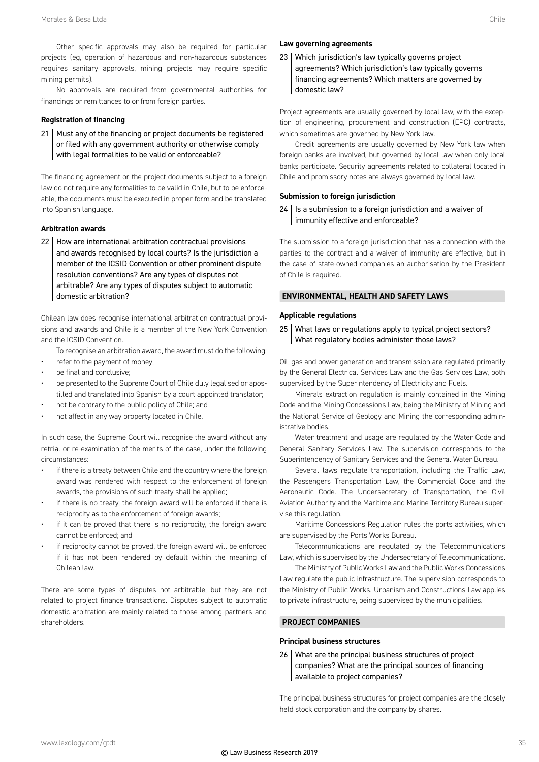Other specific approvals may also be required for particular projects (eg, operation of hazardous and non-hazardous substances requires sanitary approvals, mining projects may require specific mining permits).

No approvals are required from governmental authorities for financings or remittances to or from foreign parties.

### Registration of financing

**21 | Must any of the financing or project documents be registered or filed with any government authority or otherwise comply with legal formalities to be valid or enforceable?**

The financing agreement or the project documents subject to a foreign law do not require any formalities to be valid in Chile, but to be enforceable, the documents must be executed in proper form and be translated into Spanish language.

### Arbitration awards

**22 | How are international arbitration contractual provisions and awards recognised by local courts? Is the jurisdiction a member of the ICSID Convention or other prominent dispute resolution conventions? Are any types of disputes not arbitrable? Are any types of disputes subject to automatic domestic arbitration?**

Chilean law does recognise international arbitration contractual provisions and awards and Chile is a member of the New York Convention and the ICSID Convention.

To recognise an arbitration award, the award must do the following:

- refer to the payment of money;
- be final and conclusive;
- be presented to the Supreme Court of Chile duly legalised or apostilled and translated into Spanish by a court appointed translator;
- not be contrary to the public policy of Chile; and
- not affect in any way property located in Chile.

In such case, the Supreme Court will recognise the award without any retrial or re-examination of the merits of the case, under the following circumstances:

- if there is a treaty between Chile and the country where the foreign award was rendered with respect to the enforcement of foreign awards, the provisions of such treaty shall be applied;
- if there is no treaty, the foreign award will be enforced if there is reciprocity as to the enforcement of foreign awards;
- if it can be proved that there is no reciprocity, the foreign award cannot be enforced; and
- if reciprocity cannot be proved, the foreign award will be enforced if it has not been rendered by default within the meaning of Chilean law.

There are some types of disputes not arbitrable, but they are not related to project finance transactions. Disputes subject to automatic domestic arbitration are mainly related to those among partners and shareholders.

### Law governing agreements

**23 | Which jurisdiction's law typically governs project agreements? Which jurisdiction's law typically governs financing agreements? Which matters are governed by domestic law?**

Project agreements are usually governed by local law, with the exception of engineering, procurement and construction (EPC) contracts, which sometimes are governed by New York law.

Credit agreements are usually governed by New York law when foreign banks are involved, but governed by local law when only local banks participate. Security agreements related to collateral located in Chile and promissory notes are always governed by local law.

### Submission to foreign jurisdiction

**24 | Is a submission to a foreign jurisdiction and a waiver of immunity effective and enforceable?**

The submission to a foreign jurisdiction that has a connection with the parties to the contract and a waiver of immunity are effective, but in the case of state-owned companies an authorisation by the President of Chile is required.

## ENVIRONMENTAL, HEALTH AND SAFETY LAWS

### Applicable regulations

**25 | What laws or regulations apply to typical project sectors? What regulatory bodies administer those laws?**

Oil, gas and power generation and transmission are regulated primarily by the General Electrical Services Law and the Gas Services Law, both supervised by the Superintendency of Electricity and Fuels.

Minerals extraction regulation is mainly contained in the Mining Code and the Mining Concessions Law, being the Ministry of Mining and the National Service of Geology and Mining the corresponding administrative bodies.

Water treatment and usage are regulated by the Water Code and General Sanitary Services Law. The supervision corresponds to the Superintendency of Sanitary Services and the General Water Bureau.

Several laws regulate transportation, including the Traffic Law, the Passengers Transportation Law, the Commercial Code and the Aeronautic Code. The Undersecretary of Transportation, the Civil Aviation Authority and the Maritime and Marine Territory Bureau supervise this regulation.

Maritime Concessions Regulation rules the ports activities, which are supervised by the Ports Works Bureau.

Telecommunications are regulated by the Telecommunications Law, which is supervised by the Undersecretary of Telecommunications.

The Ministry of Public Works Law and the Public Works Concessions Law regulate the public infrastructure. The supervision corresponds to the Ministry of Public Works. Urbanism and Constructions Law applies to private infrastructure, being supervised by the municipalities.

## PROJECT COMPANIES

### Principal business structures

**26 | What are the principal business structures of project companies? What are the principal sources of financing available to project companies?**

The principal business structures for project companies are the closely held stock corporation and the company by shares.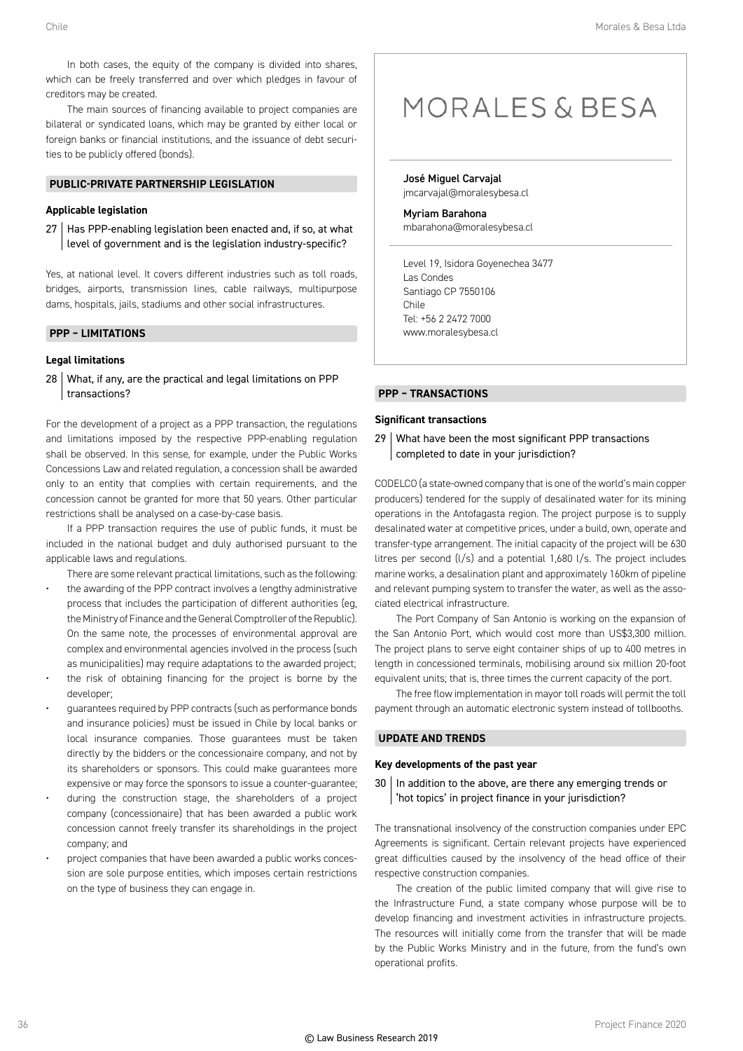In both cases, the equity of the company is divided into shares, which can be freely transferred and over which pledges in favour of creditors may be created.

The main sources of financing available to project companies are bilateral or syndicated loans, which may be granted by either local or foreign banks or financial institutions, and the issuance of debt securities to be publicly offered (bonds).

## PUBLIC-PRIVATE PARTNERSHIP LEGISLATION

### Applicable legislation

**27 Has PPP-enabling legislation been enacted and, if so, at what level of government and is the legislation industry-specific?**

Yes, at national level. It covers different industries such as toll roads, bridges, airports, transmission lines, cable railways, multipurpose dams, hospitals, jails, stadiums and other social infrastructures.

## PPP – LIMITATIONS

### Legal limitations

**28 What, if any, are the practical and legal limitations on PPP transactions?**

For the development of a project as a PPP transaction, the regulations and limitations imposed by the respective PPP-enabling regulation shall be observed. In this sense, for example, under the Public Works Concessions Law and related regulation, a concession shall be awarded only to an entity that complies with certain requirements, and the concession cannot be granted for more that 50 years. Other particular restrictions shall be analysed on a case-by-case basis.

If a PPP transaction requires the use of public funds, it must be included in the national budget and duly authorised pursuant to the applicable laws and regulations.

There are some relevant practical limitations, such as the following:

- the awarding of the PPP contract involves a lengthy administrative process that includes the participation of different authorities (eg, the Ministry of Finance and the General Comptroller of the Republic). On the same note, the processes of environmental approval are complex and environmental agencies involved in the process (such as municipalities) may require adaptations to the awarded project;
- the risk of obtaining financing for the project is borne by the developer;
- guarantees required by PPP contracts (such as performance bonds and insurance policies) must be issued in Chile by local banks or local insurance companies. Those guarantees must be taken directly by the bidders or the concessionaire company, and not by its shareholders or sponsors. This could make guarantees more expensive or may force the sponsors to issue a counter-guarantee;
- during the construction stage, the shareholders of a project company (concessionaire) that has been awarded a public work concession cannot freely transfer its shareholdings in the project company; and
- project companies that have been awarded a public works concession are sole purpose entities, which imposes certain restrictions on the type of business they can engage in.

MORALES & BESA

**José Miguel Carvajal**
jmcarvajal@moralesybesa.cl

**Myriam Barahona**
mbarahona@moralesybesa.cl

Level 19, Isidora Goyenechea 3477
Las Condes
Santiago CP 7550106
Chile
Tel: +56 2 2472 7000
www.moralesybesa.cl

## PPP – TRANSACTIONS

### Significant transactions

**29 What have been the most significant PPP transactions completed to date in your jurisdiction?**

CODELCO (a state-owned company that is one of the world's main copper producers) tendered for the supply of desalinated water for its mining operations in the Antofagasta region. The project purpose is to supply desalinated water at competitive prices, under a build, own, operate and transfer-type arrangement. The initial capacity of the project will be 630 litres per second (l/s) and a potential 1,680 l/s. The project includes marine works, a desalination plant and approximately 160km of pipeline and relevant pumping system to transfer the water, as well as the associated electrical infrastructure.

The Port Company of San Antonio is working on the expansion of the San Antonio Port, which would cost more than US$3,300 million. The project plans to serve eight container ships of up to 400 metres in length in concessioned terminals, mobilising around six million 20-foot equivalent units; that is, three times the current capacity of the port.

The free flow implementation in mayor toll roads will permit the toll payment through an automatic electronic system instead of tollbooths.

## UPDATE AND TRENDS

### Key developments of the past year

**30 In addition to the above, are there any emerging trends or 'hot topics' in project finance in your jurisdiction?**

The transnational insolvency of the construction companies under EPC Agreements is significant. Certain relevant projects have experienced great difficulties caused by the insolvency of the head office of their respective construction companies.

The creation of the public limited company that will give rise to the Infrastructure Fund, a state company whose purpose will be to develop financing and investment activities in infrastructure projects. The resources will initially come from the transfer that will be made by the Public Works Ministry and in the future, from the fund's own operational profits.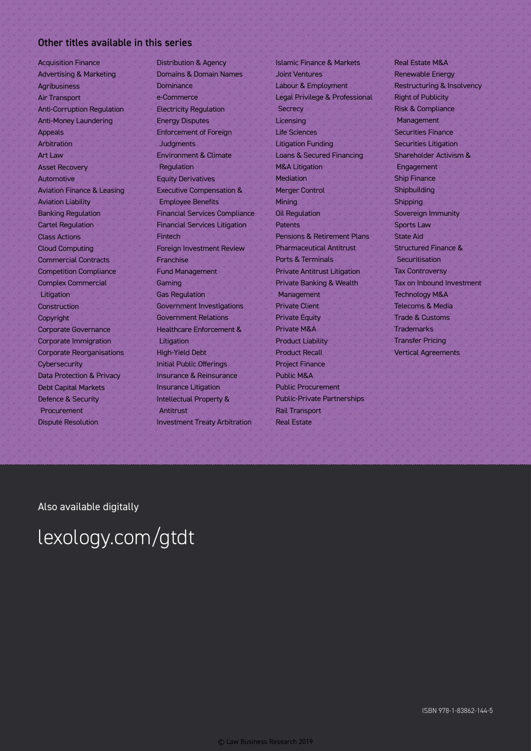## Other titles available in this series

Acquisition Finance
Advertising & Marketing
Agribusiness
Air Transport
Anti-Corruption Regulation
Anti-Money Laundering
Appeals
Arbitration
Art Law
Asset Recovery
Automotive
Aviation Finance & Leasing
Aviation Liability
Banking Regulation
Cartel Regulation
Class Actions
Cloud Computing
Commercial Contracts
Competition Compliance
Complex Commercial Litigation
Construction
Copyright
Corporate Governance
Corporate Immigration
Corporate Reorganisations
Cybersecurity
Data Protection & Privacy
Debt Capital Markets
Defence & Security Procurement
Dispute Resolution
Distribution & Agency
Domains & Domain Names
Dominance
e-Commerce
Electricity Regulation
Energy Disputes
Enforcement of Foreign Judgments
Environment & Climate Regulation
Equity Derivatives
Executive Compensation & Employee Benefits
Financial Services Compliance
Financial Services Litigation
Fintech
Foreign Investment Review
Franchise
Fund Management
Gaming
Gas Regulation
Government Investigations
Government Relations
Healthcare Enforcement & Litigation
High-Yield Debt
Initial Public Offerings
Insurance & Reinsurance
Insurance Litigation
Intellectual Property & Antitrust
Investment Treaty Arbitration
Islamic Finance & Markets
Joint Ventures
Labour & Employment
Legal Privilege & Professional Secrecy
Licensing
Life Sciences
Litigation Funding
Loans & Secured Financing
M&A Litigation
Mediation
Merger Control
Mining
Oil Regulation
Patents
Pensions & Retirement Plans
Pharmaceutical Antitrust
Ports & Terminals
Private Antitrust Litigation
Private Banking & Wealth Management
Private Client
Private Equity
Private M&A
Product Liability
Product Recall
Project Finance
Public M&A
Public Procurement
Public-Private Partnerships
Rail Transport
Real Estate
Real Estate M&A
Renewable Energy
Restructuring & Insolvency
Right of Publicity
Risk & Compliance Management
Securities Finance
Securities Litigation
Shareholder Activism & Engagement
Ship Finance
Shipbuilding
Shipping
Sovereign Immunity
Sports Law
State Aid
Structured Finance & Securitisation
Tax Controversy
Tax on Inbound Investment
Technology M&A
Telecoms & Media
Trade & Customs
Trademarks
Transfer Pricing
Vertical Agreements

Also available digitally

lexology.com/gtdt

ISBN 978-1-83862-144-5

© Law Business Research 2019